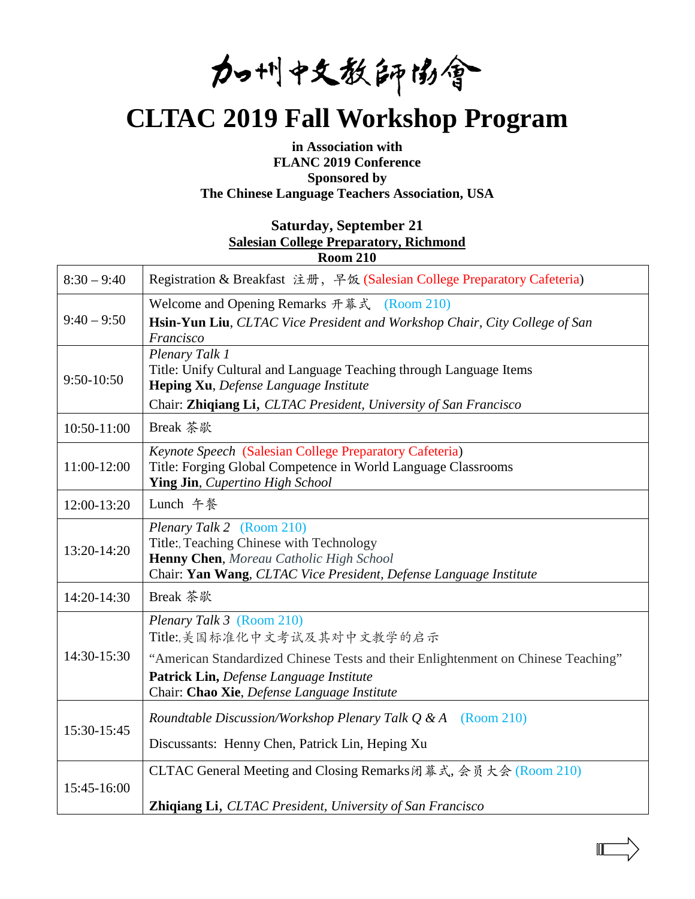# 加州中文教師協會

# CLTAC 2019 Fall Workshop Program

**in Association with**
**FLANC 2019 Conference**
**Sponsored by**
**The Chinese Language Teachers Association, USA**

**Saturday, September 21**
**Salesian College Preparatory, Richmond**
**Room 210**

| Time | Program |
|---|---|
| 8:30 – 9:40 | Registration & Breakfast 注册，早饭 (Salesian College Preparatory Cafeteria) |
| 9:40 – 9:50 | Welcome and Opening Remarks 开幕式 (Room 210)<br>**Hsin-Yun Liu**, *CLTAC Vice President and Workshop Chair, City College of San Francisco* |
| 9:50-10:50 | *Plenary Talk 1*<br>Title: Unify Cultural and Language Teaching through Language Items<br>**Heping Xu**, *Defense Language Institute*<br>Chair: **Zhiqiang Li**, *CLTAC President, University of San Francisco* |
| 10:50-11:00 | Break 茶歇 |
| 11:00-12:00 | *Keynote Speech* (Salesian College Preparatory Cafeteria)<br>Title: Forging Global Competence in World Language Classrooms<br>**Ying Jin**, *Cupertino High School* |
| 12:00-13:20 | Lunch 午餐 |
| 13:20-14:20 | *Plenary Talk 2* (Room 210)<br>Title:, Teaching Chinese with Technology<br>**Henny Chen**, *Moreau Catholic High School*<br>Chair: **Yan Wang**, *CLTAC Vice President, Defense Language Institute* |
| 14:20-14:30 | Break 茶歇 |
| 14:30-15:30 | *Plenary Talk 3* (Room 210)<br>Title:,美国标准化中文考试及其对中文教学的启示<br>"American Standardized Chinese Tests and their Enlightenment on Chinese Teaching"<br>**Patrick Lin,** *Defense Language Institute*<br>Chair: **Chao Xie**, *Defense Language Institute* |
| 15:30-15:45 | *Roundtable Discussion/Workshop Plenary Talk Q & A* (Room 210)<br>Discussants: Henny Chen, Patrick Lin, Heping Xu |
| 15:45-16:00 | CLTAC General Meeting and Closing Remarks闭幕式, 会员大会 (Room 210)<br>**Zhiqiang Li,** *CLTAC President, University of San Francisco* |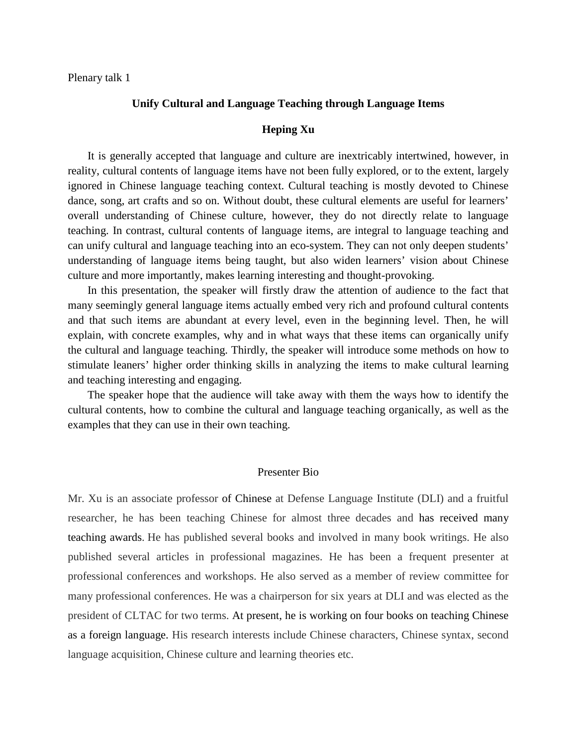Plenary talk 1

## Unify Cultural and Language Teaching through Language Items

### Heping Xu

It is generally accepted that language and culture are inextricably intertwined, however, in reality, cultural contents of language items have not been fully explored, or to the extent, largely ignored in Chinese language teaching context. Cultural teaching is mostly devoted to Chinese dance, song, art crafts and so on. Without doubt, these cultural elements are useful for learners' overall understanding of Chinese culture, however, they do not directly relate to language teaching. In contrast, cultural contents of language items, are integral to language teaching and can unify cultural and language teaching into an eco-system. They can not only deepen students' understanding of language items being taught, but also widen learners' vision about Chinese culture and more importantly, makes learning interesting and thought-provoking.

In this presentation, the speaker will firstly draw the attention of audience to the fact that many seemingly general language items actually embed very rich and profound cultural contents and that such items are abundant at every level, even in the beginning level. Then, he will explain, with concrete examples, why and in what ways that these items can organically unify the cultural and language teaching. Thirdly, the speaker will introduce some methods on how to stimulate leaners' higher order thinking skills in analyzing the items to make cultural learning and teaching interesting and engaging.

The speaker hope that the audience will take away with them the ways how to identify the cultural contents, how to combine the cultural and language teaching organically, as well as the examples that they can use in their own teaching.

Presenter Bio

Mr. Xu is an associate professor of Chinese at Defense Language Institute (DLI) and a fruitful researcher, he has been teaching Chinese for almost three decades and has received many teaching awards. He has published several books and involved in many book writings. He also published several articles in professional magazines. He has been a frequent presenter at professional conferences and workshops. He also served as a member of review committee for many professional conferences. He was a chairperson for six years at DLI and was elected as the president of CLTAC for two terms. At present, he is working on four books on teaching Chinese as a foreign language. His research interests include Chinese characters, Chinese syntax, second language acquisition, Chinese culture and learning theories etc.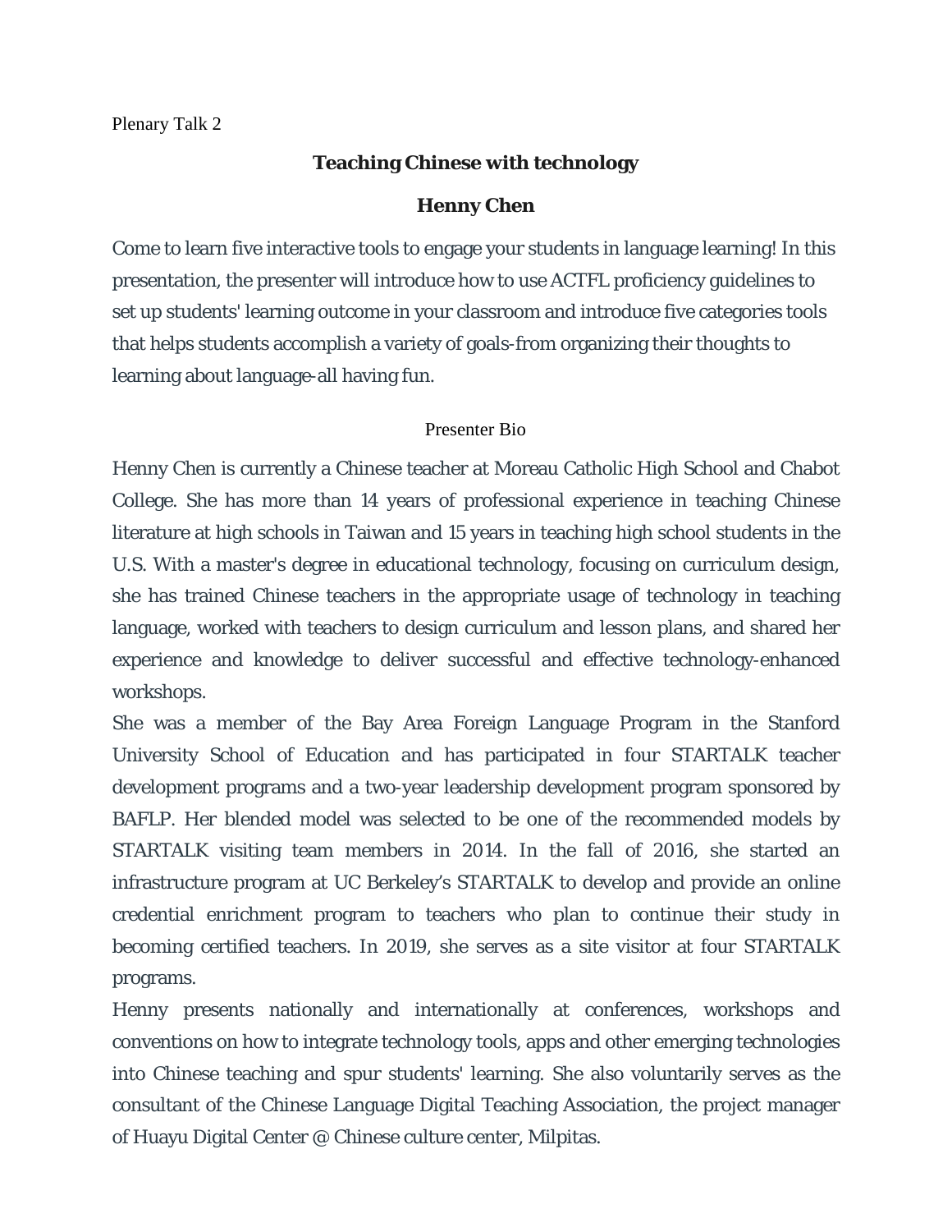Plenary Talk 2

## Teaching Chinese with technology

### Henny Chen

Come to learn five interactive tools to engage your students in language learning! In this presentation, the presenter will introduce how to use ACTFL proficiency guidelines to set up students' learning outcome in your classroom and introduce five categories tools that helps students accomplish a variety of goals-from organizing their thoughts to learning about language-all having fun.

Presenter Bio

Henny Chen is currently a Chinese teacher at Moreau Catholic High School and Chabot College. She has more than 14 years of professional experience in teaching Chinese literature at high schools in Taiwan and 15 years in teaching high school students in the U.S. With a master's degree in educational technology, focusing on curriculum design, she has trained Chinese teachers in the appropriate usage of technology in teaching language, worked with teachers to design curriculum and lesson plans, and shared her experience and knowledge to deliver successful and effective technology-enhanced workshops.

She was a member of the Bay Area Foreign Language Program in the Stanford University School of Education and has participated in four STARTALK teacher development programs and a two-year leadership development program sponsored by BAFLP. Her blended model was selected to be one of the recommended models by STARTALK visiting team members in 2014. In the fall of 2016, she started an infrastructure program at UC Berkeley's STARTALK to develop and provide an online credential enrichment program to teachers who plan to continue their study in becoming certified teachers. In 2019, she serves as a site visitor at four STARTALK programs.

Henny presents nationally and internationally at conferences, workshops and conventions on how to integrate technology tools, apps and other emerging technologies into Chinese teaching and spur students' learning. She also voluntarily serves as the consultant of the Chinese Language Digital Teaching Association, the project manager of Huayu Digital Center @ Chinese culture center, Milpitas.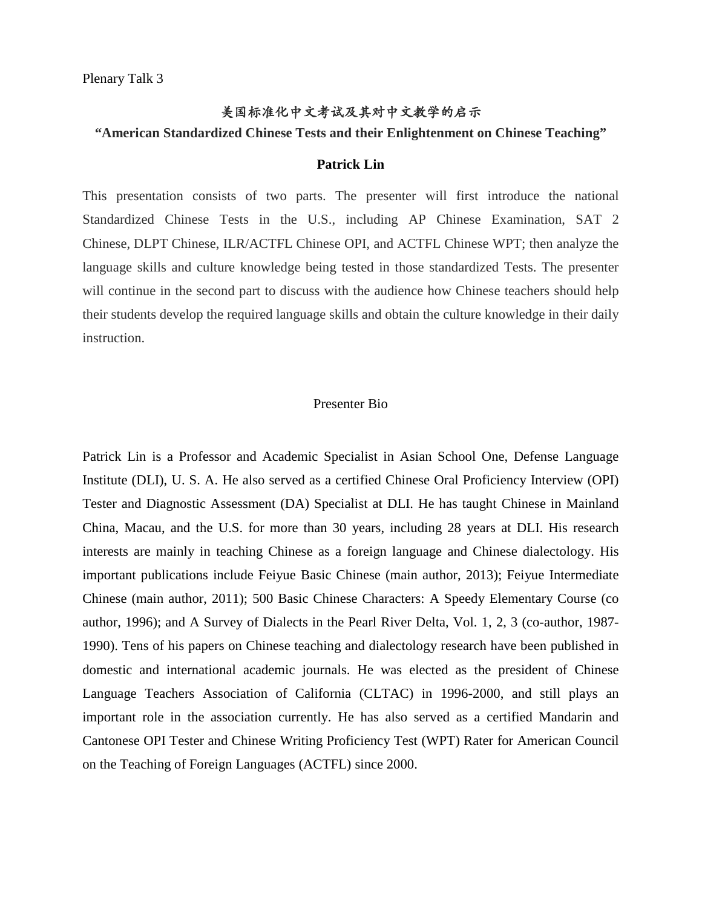Plenary Talk 3

## 美国标准化中文考试及其对中文教学的启示

## "American Standardized Chinese Tests and their Enlightenment on Chinese Teaching"

**Patrick Lin**

This presentation consists of two parts. The presenter will first introduce the national Standardized Chinese Tests in the U.S., including AP Chinese Examination, SAT 2 Chinese, DLPT Chinese, ILR/ACTFL Chinese OPI, and ACTFL Chinese WPT; then analyze the language skills and culture knowledge being tested in those standardized Tests. The presenter will continue in the second part to discuss with the audience how Chinese teachers should help their students develop the required language skills and obtain the culture knowledge in their daily instruction.

### Presenter Bio

Patrick Lin is a Professor and Academic Specialist in Asian School One, Defense Language Institute (DLI), U. S. A. He also served as a certified Chinese Oral Proficiency Interview (OPI) Tester and Diagnostic Assessment (DA) Specialist at DLI. He has taught Chinese in Mainland China, Macau, and the U.S. for more than 30 years, including 28 years at DLI. His research interests are mainly in teaching Chinese as a foreign language and Chinese dialectology. His important publications include Feiyue Basic Chinese (main author, 2013); Feiyue Intermediate Chinese (main author, 2011); 500 Basic Chinese Characters: A Speedy Elementary Course (co author, 1996); and A Survey of Dialects in the Pearl River Delta, Vol. 1, 2, 3 (co-author, 1987-1990). Tens of his papers on Chinese teaching and dialectology research have been published in domestic and international academic journals. He was elected as the president of Chinese Language Teachers Association of California (CLTAC) in 1996-2000, and still plays an important role in the association currently. He has also served as a certified Mandarin and Cantonese OPI Tester and Chinese Writing Proficiency Test (WPT) Rater for American Council on the Teaching of Foreign Languages (ACTFL) since 2000.